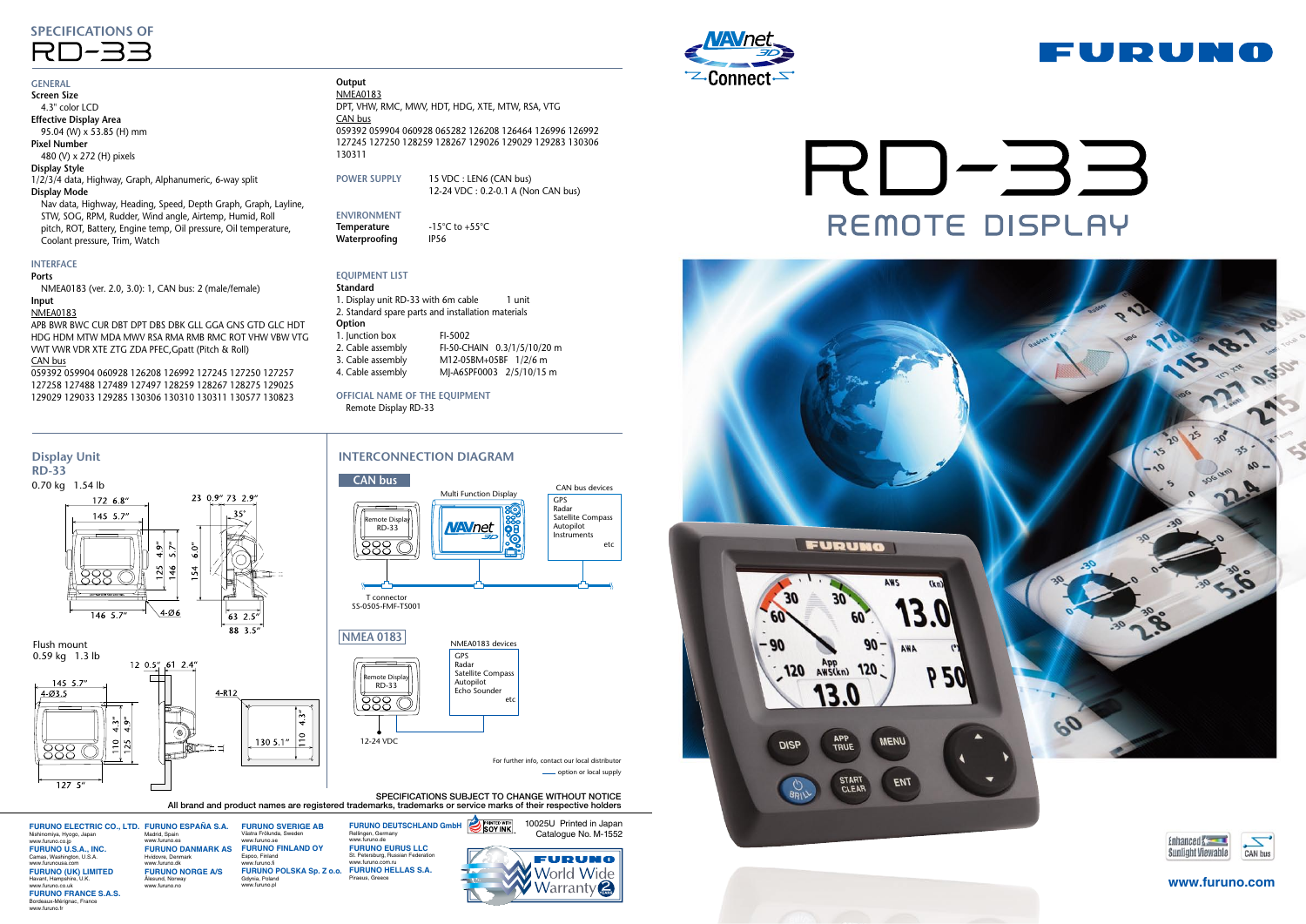# SPECIFICATIONS OF RD-33

## GENERAL

**Screen Size**
4.3" color LCD

**Effective Display Area**
95.04 (W) x 53.85 (H) mm

**Pixel Number**
480 (V) x 272 (H) pixels

**Display Style**
1/2/3/4 data, Highway, Graph, Alphanumeric, 6-way split

**Display Mode**
Nav data, Highway, Heading, Speed, Depth Graph, Graph, Layline, STW, SOG, RPM, Rudder, Wind angle, Airtemp, Humid, Roll pitch, ROT, Battery, Engine temp, Oil pressure, Oil temperature, Coolant pressure, Trim, Watch

## INTERFACE

**Ports**
NMEA0183 (ver. 2.0, 3.0): 1, CAN bus: 2 (male/female)

**Input**

NMEA0183
APB BWR BWC CUR DBT DPT DBS DBK GLL GGA GNS GTD GLC HDT HDG HDM MTW MDA MWV RSA RMA RMB RMC ROT VHW VBW VTG VWT VWR VDR XTE ZTG ZDA PFEC,Gpatt (Pitch & Roll)

CAN bus
059392 059904 060928 126208 126992 127245 127250 127257 127258 127488 127489 127497 128259 128267 128275 129025 129029 129033 129285 130306 130310 130311 130577 130823

**Output**

NMEA0183
DPT, VHW, RMC, MWV, HDT, HDG, XTE, MTW, RSA, VTG

CAN bus
059392 059904 060928 065282 126208 126464 126996 126992 127245 127250 128259 128267 129026 129029 129283 130306 130311

## POWER SUPPLY

15 VDC : LEN6 (CAN bus)
12-24 VDC : 0.2-0.1 A (Non CAN bus)

## ENVIRONMENT

**Temperature** -15°C to +55°C
**Waterproofing** IP56

## EQUIPMENT LIST

**Standard**
1. Display unit RD-33 with 6m cable 1 unit
2. Standard spare parts and installation materials

**Option**
1. Junction box FI-5002
2. Cable assembly FI-50-CHAIN 0.3/1/5/10/20 m
3. Cable assembly M12-05BM+05BF 1/2/6 m
4. Cable assembly MJ-A6SPF0003 2/5/10/15 m

## OFFICIAL NAME OF THE EQUIPMENT

Remote Display RD-33

## Display Unit RD-33

0.70 kg 1.54 lb

172 6.8" 145 5.7" 23 0.9" 73 2.9" 35° 125 4.9" 146 5.7" 154 6.0" 146 5.7" 4-Ø6 63 2.5" 88 3.5"

Flush mount
0.59 kg 1.3 lb

12 0.5" 61 2.4" 145 5.7" 4-Ø3.5 4-R12 110 4.3" 125 4.9" 130 5.1" 110 4.3" 127 5"

## INTERCONNECTION DIAGRAM

**CAN bus**

Multi Function Display
Remote Display RD-33
CAN bus devices: GPS, Radar, Satellite Compass, Autopilot, Instruments, etc
T connector SS-0505-FMF-TS001

**NMEA 0183**

Remote Display RD-33
NMEA0183 devices: GPS, Radar, Satellite Compass, Autopilot, Echo Sounder, etc
12-24 VDC

For further info, contact our local distributor
option or local supply

SPECIFICATIONS SUBJECT TO CHANGE WITHOUT NOTICE
All brand and product names are registered trademarks, trademarks or service marks of their respective holders

**FURUNO ELECTRIC CO., LTD.** Nishinomiya, Hyogo, Japan www.furuno.co.jp
**FURUNO U.S.A., INC.** Camas, Washington, U.S.A. www.furunousa.com
**FURUNO (UK) LIMITED** Havant, Hampshire, U.K. www.furuno.co.uk
**FURUNO FRANCE S.A.S.** Bordeaux-Mérignac, France www.furuno.fr
**FURUNO ESPAÑA S.A.** Madrid, Spain www.furuno.es
**FURUNO DANMARK AS** Hvidovre, Denmark www.furuno.dk
**FURUNO NORGE A/S** Ålesund, Norway www.furuno.no
**FURUNO SVERIGE AB** Västra Frölunda, Sweden www.furuno.se
**FURUNO FINLAND OY** Espoo, Finland www.furuno.fi
**FURUNO POLSKA Sp. Z o.o.** Gdynia, Poland www.furuno.pl
**FURUNO DEUTSCHLAND GmbH** Rellingen, Germany www.furuno.de
**FURUNO EURUS LLC** St. Petersburg, Russian Federation www.furuno.com.ru
**FURUNO HELLAS S.A.** Piraeus, Greece

10025U Printed in Japan
Catalogue No. M-1552

FURUNO World Wide Warranty 2

# RD-33

## REMOTE DISPLAY

FURUNO

NAVnet 3D Connect

Enhanced Sunlight Viewable
CAN bus

www.furuno.com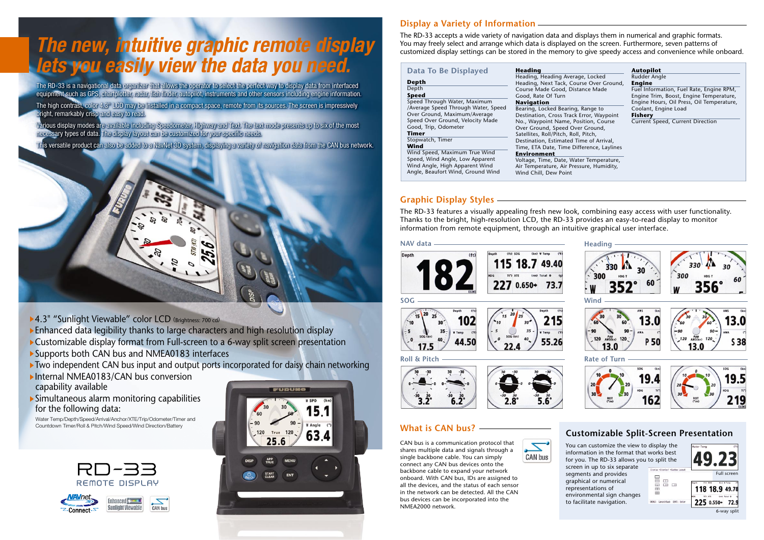# The new, intuitive graphic remote display lets you easily view the data you need.

The RD-33 is a navigational data organizer that allows the operator to select the perfect way to display data from interfaced equipment such as GPS, chartplotter, radar, fish finder, autopilot, instruments and other sensors including engine information.

The high contrast, color 4.3" LCD may be installed in a compact space, remote from its sources. The screen is impressively bright, remarkably crisp and easy to read.

Various display modes are available including Speedometer, Highway and Text. The text mode presents up to six of the most necessary types of data. The display layout can be customized for your specific needs.

This versatile product can also be added to a NavNet 3D system, displaying a variety of navigation data from the CAN bus network.

- 4.3" "Sunlight Viewable" color LCD (Brightness: 700 cd)
- Enhanced data legibility thanks to large characters and high resolution display
- Customizable display format from Full-screen to a 6-way split screen presentation
- Supports both CAN bus and NMEA0183 interfaces
- Two independent CAN bus input and output ports incorporated for daisy chain networking
- Internal NMEA0183/CAN bus conversion capability available
- Simultaneous alarm monitoring capabilities for the following data:
  Water Temp/Depth/Speed/Arrival/Anchor/XTE/Trip/Odometer/Timer and Countdown Timer/Roll & Pitch/Wind Speed/Wind Direction/Battery

RD-33
REMOTE DISPLAY

## Display a Variety of Information

The RD-33 accepts a wide variety of navigation data and displays them in numerical and graphic formats. You may freely select and arrange which data is displayed on the screen. Furthermore, seven patterns of customized display settings can be stored in the memory to give speedy access and convenience while onboard.

### Data To Be Displayed

**Depth**
Depth

**Speed**
Speed Through Water, Maximum /Average Speed Through Water, Speed Over Ground, Maximum/Average Speed Over Ground, Velocity Made Good, Trip, Odometer

**Timer**
Stopwatch, Timer

**Wind**
Wind Speed, Maximum True Wind Speed, Wind Angle, Low Apparent Wind Angle, High Apparent Wind Angle, Beaufort Wind, Ground Wind

**Heading**
Heading, Heading Average, Locked Heading, Next Tack, Course Over Ground, Course Made Good, Distance Made Good, Rate Of Turn

**Navigation**
Bearing, Locked Bearing, Range to Destination, Cross Track Error, Waypoint No., Waypoint Name, Position, Course Over Ground, Speed Over Ground, Satellites, Roll/Pitch, Roll, Pitch, Destination, Estimated Time of Arrival, Time, ETA Date, Time Difference, Laylines

**Environment**
Voltage, Time, Date, Water Temperature, Air Temperature, Air Pressure, Humidity, Wind Chill, Dew Point

**Autopilot**
Rudder Angle

**Engine**
Fuel Information, Fuel Rate, Engine RPM, Engine Trim, Boost, Engine Temperature, Engine Hours, Oil Press, Oil Temperature, Coolant, Engine Load

**Fishery**
Current Speed, Current Direction

## Graphic Display Styles

The RD-33 features a visually appealing fresh new look, combining easy access with user functionality. Thanks to the bright, high-resolution LCD, the RD-33 provides an easy-to-read display to monitor information from remote equipment, through an intuitive graphical user interface.

NAV data

SOG

Roll & Pitch

Heading

Wind

Rate of Turn

## What is CAN bus?

CAN bus is a communication protocol that shares multiple data and signals through a single backbone cable. You can simply connect any CAN bus devices onto the backbone cable to expand your network onboard. With CAN bus, IDs are assigned to all the devices, and the status of each sensor in the network can be detected. All the CAN bus devices can be incorporated into the NMEA2000 network.

## Customizable Split-Screen Presentation

You can customize the view to display the information in the format that works best for you. The RD-33 allows you to split the screen in up to six separate segments and provides graphical or numerical representations of environmental sign changes to facilitate navigation.

Full screen

6-way split